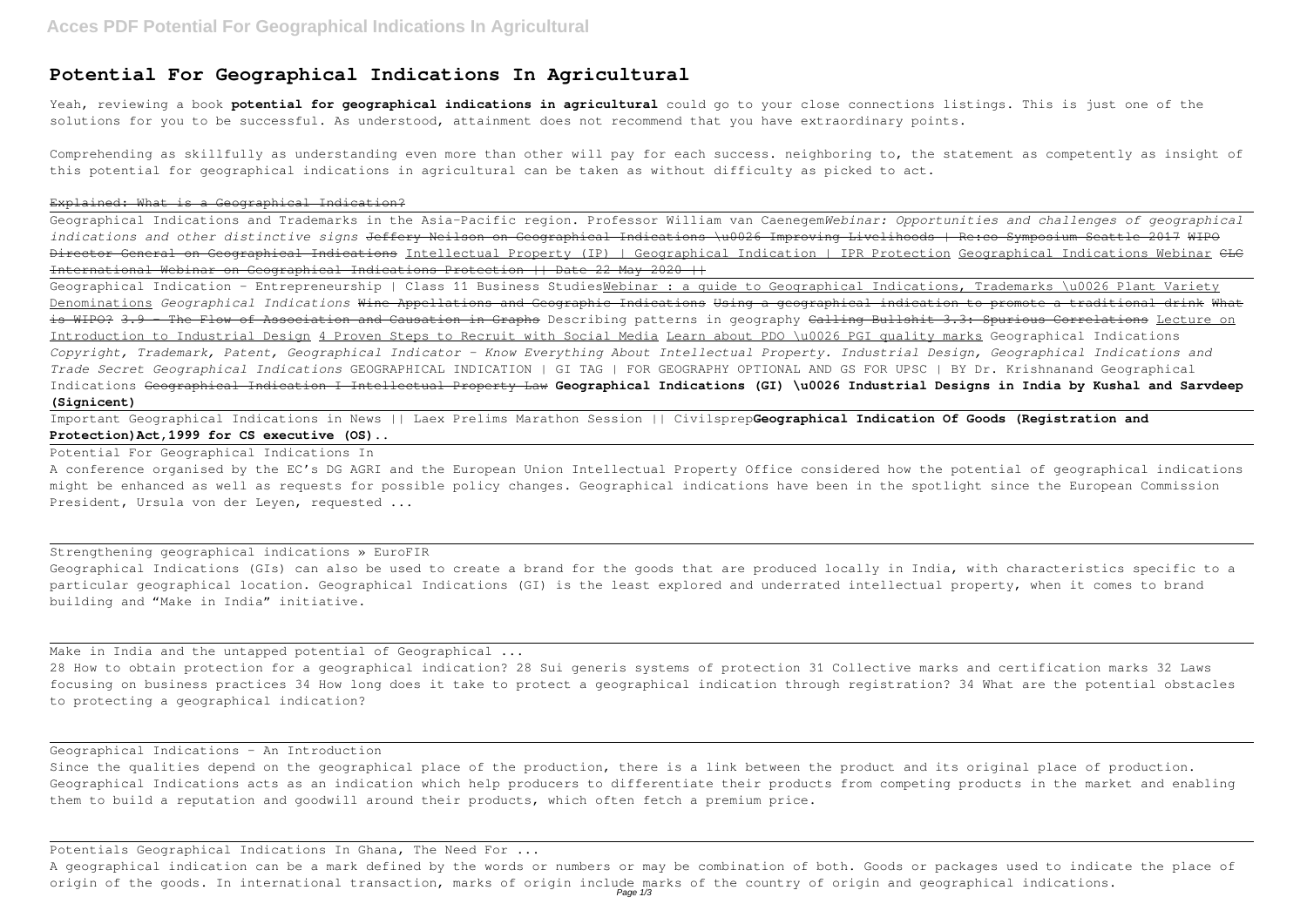# Potential For Geographical Indications In Agricultural

Yeah, reviewing a book **potential for geographical indications in agricultural** could go to your close connections listings. This is just one of the solutions for you to be successful. As understood, attainment does not recommend that you have extraordinary points.

Comprehending as skillfully as understanding even more than other will pay for each success. neighboring to, the statement as competently as insight of this potential for geographical indications in agricultural can be taken as without difficulty as picked to act.

Explained: What is a Geographical Indication?

Geographical Indications and Trademarks in the Asia-Pacific region. Professor William van Caenegem *Webinar: Opportunities and challenges of geographical indications and other distinctive signs* ~~Jeffery Neilson on Geographical Indications \u0026 Improving Livelihoods | Re:co Symposium Seattle 2017~~ ~~WIPO Director General on Geographical Indications~~ Intellectual Property (IP) | Geographical Indication | IPR Protection Geographical Indications Webinar ~~CLC International Webinar on Geographical Indications Protection || Date 22 May 2020 ||~~

Geographical Indication - Entrepreneurship | Class 11 Business Studies Webinar : a guide to Geographical Indications, Trademarks \u0026 Plant Variety Denominations *Geographical Indications* ~~Wine Appellations and Geographic Indications~~ ~~Using a geographical indication to promote a traditional drink~~ ~~What is WIPO?~~ ~~3.9 - The Flow of Association and Causation in Graphs~~ Describing patterns in geography ~~Calling Bullshit 3.3: Spurious Correlations~~ Lecture on Introduction to Industrial Design 4 Proven Steps to Recruit with Social Media Learn about PDO \u0026 PGI quality marks Geographical Indications *Copyright, Trademark, Patent, Geographical Indicator - Know Everything About Intellectual Property. Industrial Design, Geographical Indications and Trade Secret Geographical Indications* GEOGRAPHICAL INDICATION | GI TAG | FOR GEOGRAPHY OPTIONAL AND GS FOR UPSC | BY Dr. Krishnanand Geographical Indications ~~Geographical Indication I Intellectual Property Law~~ **Geographical Indications (GI) \u0026 Industrial Designs in India by Kushal and Sarvdeep (Signicent)**

Important Geographical Indications in News || Laex Prelims Marathon Session || Civilsprep **Geographical Indication Of Goods (Registration and Protection)Act,1999 for CS executive (OS)..**

Potential For Geographical Indications In

A conference organised by the EC's DG AGRI and the European Union Intellectual Property Office considered how the potential of geographical indications might be enhanced as well as requests for possible policy changes. Geographical indications have been in the spotlight since the European Commission President, Ursula von der Leyen, requested ...

Strengthening geographical indications » EuroFIR

Geographical Indications (GIs) can also be used to create a brand for the goods that are produced locally in India, with characteristics specific to a particular geographical location. Geographical Indications (GI) is the least explored and underrated intellectual property, when it comes to brand building and "Make in India" initiative.

Make in India and the untapped potential of Geographical ...

28 How to obtain protection for a geographical indication? 28 Sui generis systems of protection 31 Collective marks and certification marks 32 Laws focusing on business practices 34 How long does it take to protect a geographical indication through registration? 34 What are the potential obstacles to protecting a geographical indication?

Geographical Indications - An Introduction

Since the qualities depend on the geographical place of the production, there is a link between the product and its original place of production. Geographical Indications acts as an indication which help producers to differentiate their products from competing products in the market and enabling them to build a reputation and goodwill around their products, which often fetch a premium price.

Potentials Geographical Indications In Ghana, The Need For ...

A geographical indication can be a mark defined by the words or numbers or may be combination of both. Goods or packages used to indicate the place of origin of the goods. In international transaction, marks of origin include marks of the country of origin and geographical indications.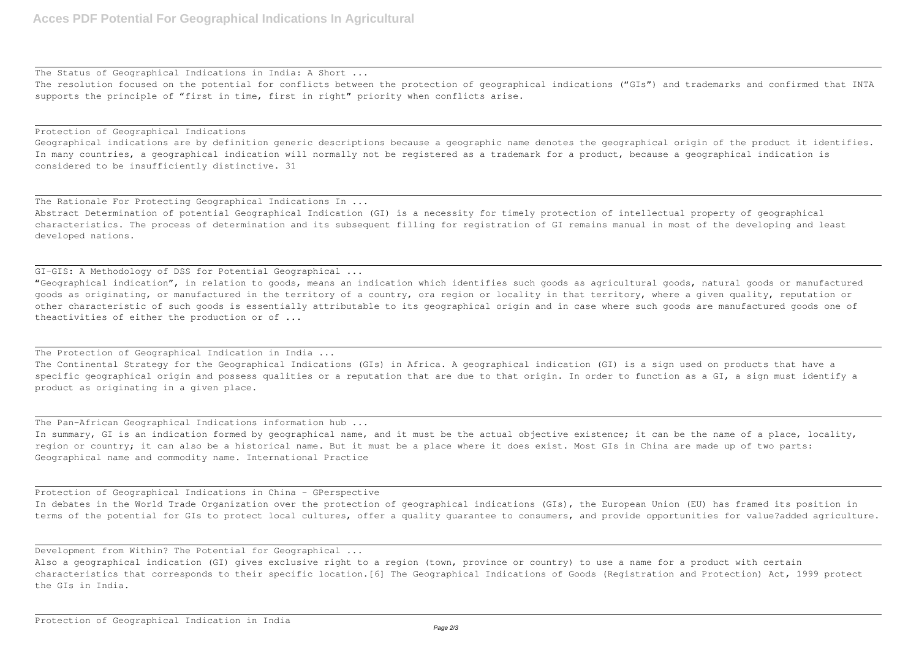The Status of Geographical Indications in India: A Short ...

The resolution focused on the potential for conflicts between the protection of geographical indications ("GIs") and trademarks and confirmed that INTA supports the principle of "first in time, first in right" priority when conflicts arise.

Protection of Geographical Indications

Geographical indications are by definition generic descriptions because a geographic name denotes the geographical origin of the product it identifies. In many countries, a geographical indication will normally not be registered as a trademark for a product, because a geographical indication is considered to be insufficiently distinctive. 31

The Rationale For Protecting Geographical Indications In ...

Abstract Determination of potential Geographical Indication (GI) is a necessity for timely protection of intellectual property of geographical characteristics. The process of determination and its subsequent filling for registration of GI remains manual in most of the developing and least developed nations.

GI-GIS: A Methodology of DSS for Potential Geographical ...

"Geographical indication", in relation to goods, means an indication which identifies such goods as agricultural goods, natural goods or manufactured goods as originating, or manufactured in the territory of a country, ora region or locality in that territory, where a given quality, reputation or other characteristic of such goods is essentially attributable to its geographical origin and in case where such goods are manufactured goods one of theactivities of either the production or of ...

The Protection of Geographical Indication in India ...

The Continental Strategy for the Geographical Indications (GIs) in Africa. A geographical indication (GI) is a sign used on products that have a specific geographical origin and possess qualities or a reputation that are due to that origin. In order to function as a GI, a sign must identify a product as originating in a given place.

The Pan-African Geographical Indications information hub ...

In summary, GI is an indication formed by geographical name, and it must be the actual objective existence; it can be the name of a place, locality, region or country; it can also be a historical name. But it must be a place where it does exist. Most GIs in China are made up of two parts: Geographical name and commodity name. International Practice

Protection of Geographical Indications in China - GPerspective

In debates in the World Trade Organization over the protection of geographical indications (GIs), the European Union (EU) has framed its position in terms of the potential for GIs to protect local cultures, offer a quality guarantee to consumers, and provide opportunities for value?added agriculture.

Development from Within? The Potential for Geographical ...

Also a geographical indication (GI) gives exclusive right to a region (town, province or country) to use a name for a product with certain characteristics that corresponds to their specific location.[6] The Geographical Indications of Goods (Registration and Protection) Act, 1999 protect the GIs in India.

Protection of Geographical Indication in India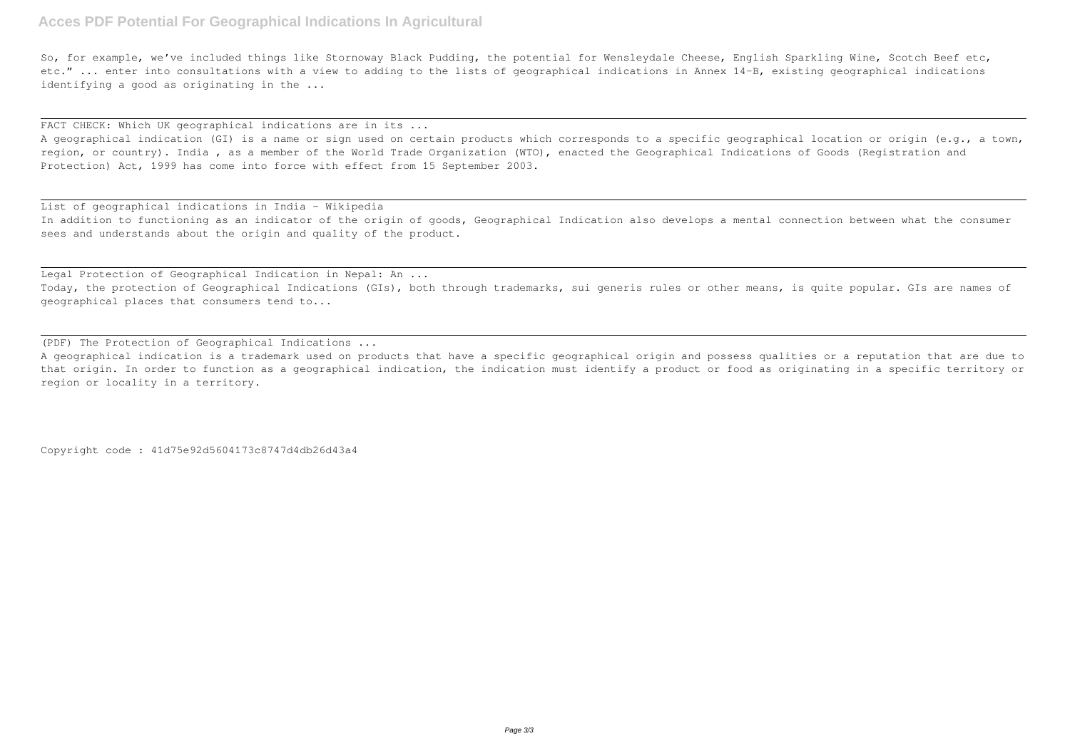So, for example, we've included things like Stornoway Black Pudding, the potential for Wensleydale Cheese, English Sparkling Wine, Scotch Beef etc, etc." ... enter into consultations with a view to adding to the lists of geographical indications in Annex 14-B, existing geographical indications identifying a good as originating in the ...

FACT CHECK: Which UK geographical indications are in its ...

A geographical indication (GI) is a name or sign used on certain products which corresponds to a specific geographical location or origin (e.g., a town, region, or country). India , as a member of the World Trade Organization (WTO), enacted the Geographical Indications of Goods (Registration and Protection) Act, 1999 has come into force with effect from 15 September 2003.

List of geographical indications in India - Wikipedia

In addition to functioning as an indicator of the origin of goods, Geographical Indication also develops a mental connection between what the consumer sees and understands about the origin and quality of the product.

Legal Protection of Geographical Indication in Nepal: An ...

Today, the protection of Geographical Indications (GIs), both through trademarks, sui generis rules or other means, is quite popular. GIs are names of geographical places that consumers tend to...

(PDF) The Protection of Geographical Indications ...

A geographical indication is a trademark used on products that have a specific geographical origin and possess qualities or a reputation that are due to that origin. In order to function as a geographical indication, the indication must identify a product or food as originating in a specific territory or region or locality in a territory.

Copyright code : 41d75e92d5604173c8747d4db26d43a4